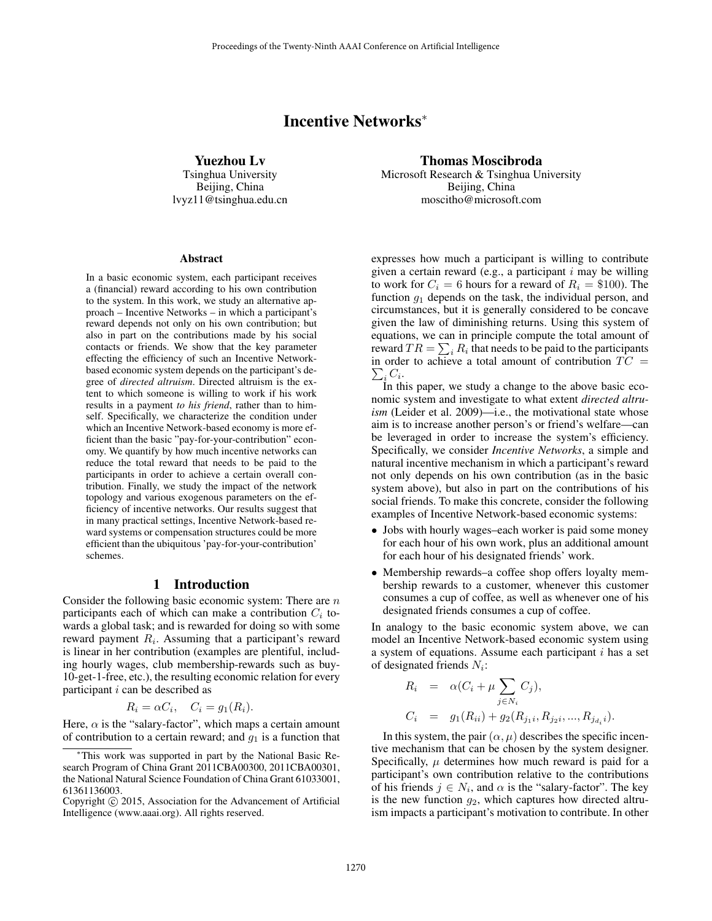# Incentive Networks*

**Yuezhou Lv**
Tsinghua University
Beijing, China
lvyz11@tsinghua.edu.cn

**Thomas Moscibroda**
Microsoft Research & Tsinghua University
Beijing, China
moscitho@microsoft.com

### Abstract

In a basic economic system, each participant receives a (financial) reward according to his own contribution to the system. In this work, we study an alternative approach – Incentive Networks – in which a participant's reward depends not only on his own contribution; but also in part on the contributions made by his social contacts or friends. We show that the key parameter effecting the efficiency of such an Incentive Network-based economic system depends on the participant's degree of *directed altruism*. Directed altruism is the extent to which someone is willing to work if his work results in a payment *to his friend*, rather than to himself. Specifically, we characterize the condition under which an Incentive Network-based economy is more efficient than the basic "pay-for-your-contribution" economy. We quantify by how much incentive networks can reduce the total reward that needs to be paid to the participants in order to achieve a certain overall contribution. Finally, we study the impact of the network topology and various exogenous parameters on the efficiency of incentive networks. Our results suggest that in many practical settings, Incentive Network-based reward systems or compensation structures could be more efficient than the ubiquitous 'pay-for-your-contribution' schemes.

## 1 Introduction

Consider the following basic economic system: There are $n$ participants each of which can make a contribution $C_i$ towards a global task; and is rewarded for doing so with some reward payment $R_i$. Assuming that a participant's reward is linear in her contribution (examples are plentiful, including hourly wages, club membership-rewards such as buy-10-get-1-free, etc.), the resulting economic relation for every participant $i$ can be described as

$$R_i = \alpha C_i, \quad C_i = g_1(R_i).$$

Here, $\alpha$ is the "salary-factor", which maps a certain amount of contribution to a certain reward; and $g_1$ is a function that expresses how much a participant is willing to contribute given a certain reward (e.g., a participant $i$ may be willing to work for $C_i = 6$ hours for a reward of $R_i = \$100$). The function $g_1$ depends on the task, the individual person, and circumstances, but it is generally considered to be concave given the law of diminishing returns. Using this system of equations, we can in principle compute the total amount of reward $TR = \sum_i R_i$ that needs to be paid to the participants in order to achieve a total amount of contribution $TC = \sum_i C_i$.

In this paper, we study a change to the above basic economic system and investigate to what extent *directed altruism* (Leider et al. 2009)—i.e., the motivational state whose aim is to increase another person's or friend's welfare—can be leveraged in order to increase the system's efficiency. Specifically, we consider *Incentive Networks*, a simple and natural incentive mechanism in which a participant's reward not only depends on his own contribution (as in the basic system above), but also in part on the contributions of his social friends. To make this concrete, consider the following examples of Incentive Network-based economic systems:

- Jobs with hourly wages–each worker is paid some money for each hour of his own work, plus an additional amount for each hour of his designated friends' work.
- Membership rewards–a coffee shop offers loyalty membership rewards to a customer, whenever this customer consumes a cup of coffee, as well as whenever one of his designated friends consumes a cup of coffee.

In analogy to the basic economic system above, we can model an Incentive Network-based economic system using a system of equations. Assume each participant $i$ has a set of designated friends $N_i$:

$$\begin{aligned} R_i &= \alpha(C_i + \mu \sum_{j \in N_i} C_j), \\ C_i &= g_1(R_{ii}) + g_2(R_{j_1 i}, R_{j_2 i}, ..., R_{j_{d_i} i}). \end{aligned}$$

In this system, the pair $(\alpha, \mu)$ describes the specific incentive mechanism that can be chosen by the system designer. Specifically, $\mu$ determines how much reward is paid for a participant's own contribution relative to the contributions of his friends $j \in N_i$, and $\alpha$ is the "salary-factor". The key is the new function $g_2$, which captures how directed altruism impacts a participant's motivation to contribute. In other

*This work was supported in part by the National Basic Research Program of China Grant 2011CBA00300, 2011CBA00301, the National Natural Science Foundation of China Grant 61033001, 61361136003.

Copyright © 2015, Association for the Advancement of Artificial Intelligence (www.aaai.org). All rights reserved.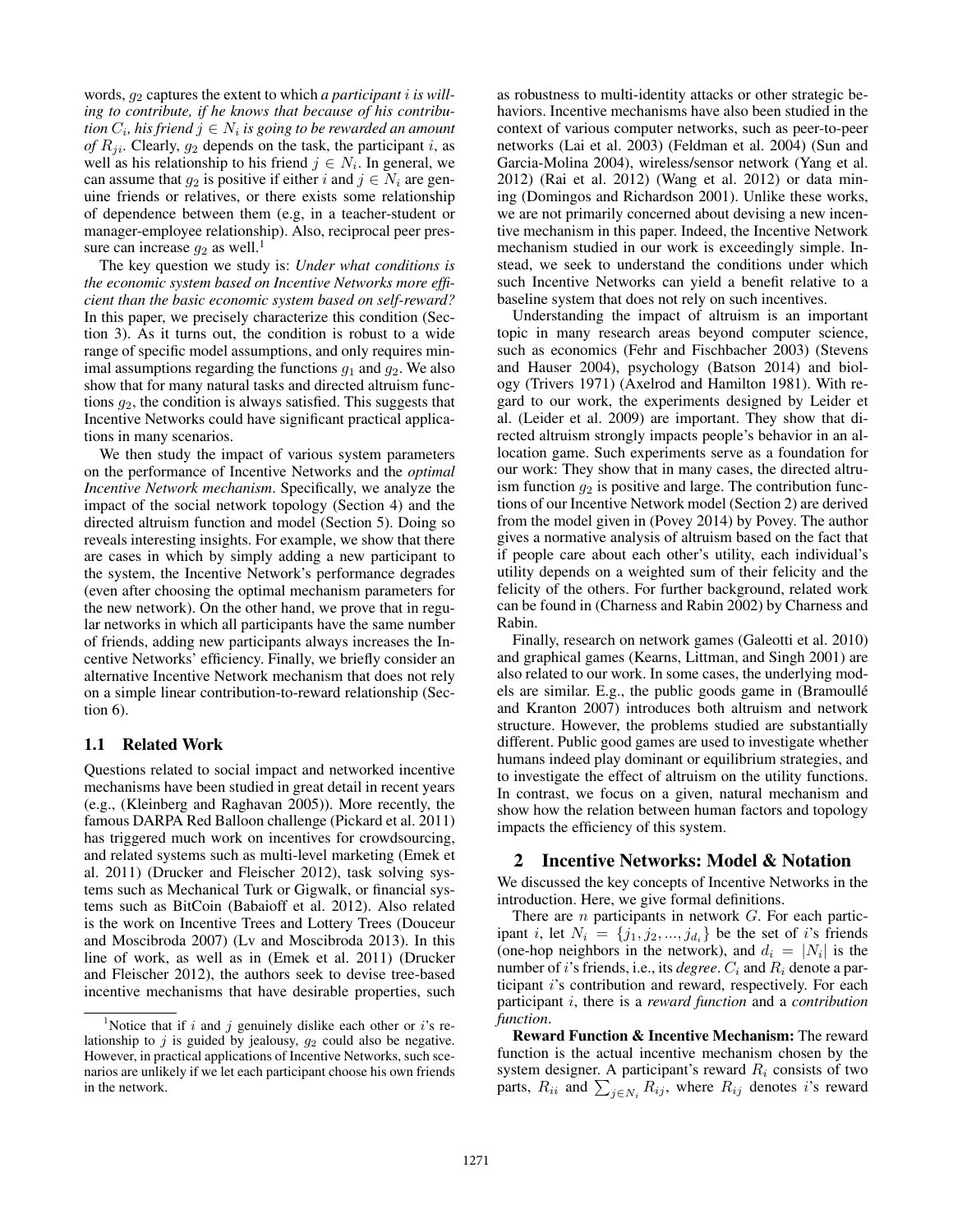words, $g_2$ captures the extent to which *a participant $i$ is willing to contribute, if he knows that because of his contribution $C_i$, his friend $j \in N_i$ is going to be rewarded an amount of $R_{ji}$*. Clearly, $g_2$ depends on the task, the participant $i$, as well as his relationship to his friend $j \in N_i$. In general, we can assume that $g_2$ is positive if either $i$ and $j \in N_i$ are genuine friends or relatives, or there exists some relationship of dependence between them (e.g, in a teacher-student or manager-employee relationship). Also, reciprocal peer pressure can increase $g_2$ as well.[1]

The key question we study is: *Under what conditions is the economic system based on Incentive Networks more efficient than the basic economic system based on self-reward?* In this paper, we precisely characterize this condition (Section 3). As it turns out, the condition is robust to a wide range of specific model assumptions, and only requires minimal assumptions regarding the functions $g_1$ and $g_2$. We also show that for many natural tasks and directed altruism functions $g_2$, the condition is always satisfied. This suggests that Incentive Networks could have significant practical applications in many scenarios.

We then study the impact of various system parameters on the performance of Incentive Networks and the *optimal Incentive Network mechanism*. Specifically, we analyze the impact of the social network topology (Section 4) and the directed altruism function and model (Section 5). Doing so reveals interesting insights. For example, we show that there are cases in which by simply adding a new participant to the system, the Incentive Network's performance degrades (even after choosing the optimal mechanism parameters for the new network). On the other hand, we prove that in regular networks in which all participants have the same number of friends, adding new participants always increases the Incentive Networks' efficiency. Finally, we briefly consider an alternative Incentive Network mechanism that does not rely on a simple linear contribution-to-reward relationship (Section 6).

### 1.1 Related Work

Questions related to social impact and networked incentive mechanisms have been studied in great detail in recent years (e.g., (Kleinberg and Raghavan 2005)). More recently, the famous DARPA Red Balloon challenge (Pickard et al. 2011) has triggered much work on incentives for crowdsourcing, and related systems such as multi-level marketing (Emek et al. 2011) (Drucker and Fleischer 2012), task solving systems such as Mechanical Turk or Gigwalk, or financial systems such as BitCoin (Babaioff et al. 2012). Also related is the work on Incentive Trees and Lottery Trees (Douceur and Moscibroda 2007) (Lv and Moscibroda 2013). In this line of work, as well as in (Emek et al. 2011) (Drucker and Fleischer 2012), the authors seek to devise tree-based incentive mechanisms that have desirable properties, such as robustness to multi-identity attacks or other strategic behaviors. Incentive mechanisms have also been studied in the context of various computer networks, such as peer-to-peer networks (Lai et al. 2003) (Feldman et al. 2004) (Sun and Garcia-Molina 2004), wireless/sensor network (Yang et al. 2012) (Rai et al. 2012) (Wang et al. 2012) or data mining (Domingos and Richardson 2001). Unlike these works, we are not primarily concerned about devising a new incentive mechanism in this paper. Indeed, the Incentive Network mechanism studied in our work is exceedingly simple. Instead, we seek to understand the conditions under which such Incentive Networks can yield a benefit relative to a baseline system that does not rely on such incentives.

Understanding the impact of altruism is an important topic in many research areas beyond computer science, such as economics (Fehr and Fischbacher 2003) (Stevens and Hauser 2004), psychology (Batson 2014) and biology (Trivers 1971) (Axelrod and Hamilton 1981). With regard to our work, the experiments designed by Leider et al. (Leider et al. 2009) are important. They show that directed altruism strongly impacts people's behavior in an allocation game. Such experiments serve as a foundation for our work: They show that in many cases, the directed altruism function $g_2$ is positive and large. The contribution functions of our Incentive Network model (Section 2) are derived from the model given in (Povey 2014) by Povey. The author gives a normative analysis of altruism based on the fact that if people care about each other's utility, each individual's utility depends on a weighted sum of their felicity and the felicity of the others. For further background, related work can be found in (Charness and Rabin 2002) by Charness and Rabin.

Finally, research on network games (Galeotti et al. 2010) and graphical games (Kearns, Littman, and Singh 2001) are also related to our work. In some cases, the underlying models are similar. E.g., the public goods game in (Bramoullé and Kranton 2007) introduces both altruism and network structure. However, the problems studied are substantially different. Public good games are used to investigate whether humans indeed play dominant or equilibrium strategies, and to investigate the effect of altruism on the utility functions. In contrast, we focus on a given, natural mechanism and show how the relation between human factors and topology impacts the efficiency of this system.

## 2 Incentive Networks: Model & Notation

We discussed the key concepts of Incentive Networks in the introduction. Here, we give formal definitions.

There are $n$ participants in network $G$. For each participant $i$, let $N_i = \{j_1, j_2, ..., j_{d_i}\}$ be the set of $i$'s friends (one-hop neighbors in the network), and $d_i = |N_i|$ is the number of $i$'s friends, i.e., its *degree*. $C_i$ and $R_i$ denote a participant $i$'s contribution and reward, respectively. For each participant $i$, there is a *reward function* and a *contribution function*.

**Reward Function & Incentive Mechanism:** The reward function is the actual incentive mechanism chosen by the system designer. A participant's reward $R_i$ consists of two parts, $R_{ii}$ and $\sum_{j \in N_i} R_{ij}$, where $R_{ij}$ denotes $i$'s reward

[1] Notice that if $i$ and $j$ genuinely dislike each other or $i$'s relationship to $j$ is guided by jealousy, $g_2$ could also be negative. However, in practical applications of Incentive Networks, such scenarios are unlikely if we let each participant choose his own friends in the network.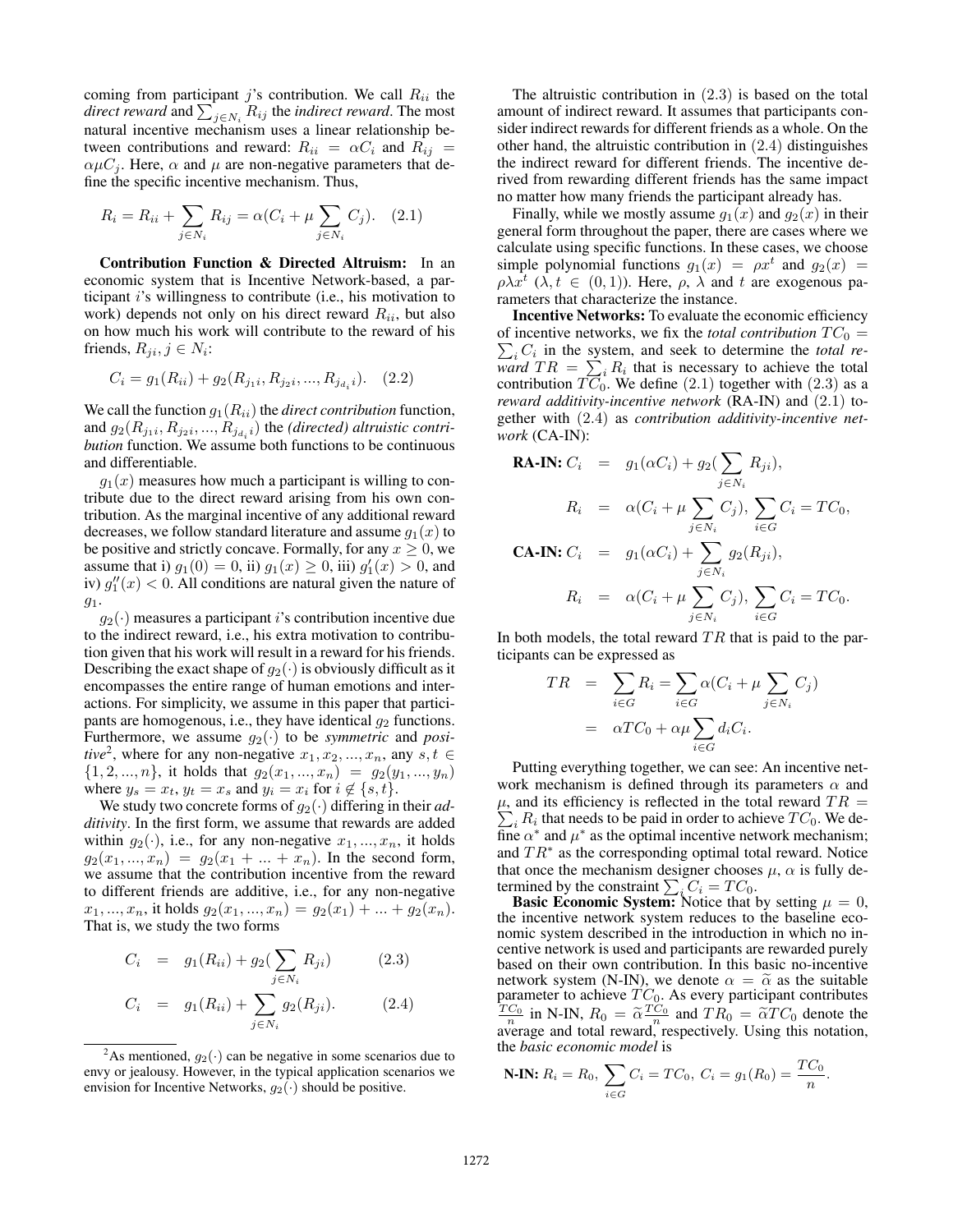coming from participant $j$'s contribution. We call $R_{ii}$ the *direct reward* and $\sum_{j\in N_i} R_{ij}$ the *indirect reward*. The most natural incentive mechanism uses a linear relationship between contributions and reward: $R_{ii} = \alpha C_i$ and $R_{ij} = \alpha\mu C_j$. Here, $\alpha$ and $\mu$ are non-negative parameters that define the specific incentive mechanism. Thus,

$$R_i = R_{ii} + \sum_{j\in N_i} R_{ij} = \alpha(C_i + \mu \sum_{j\in N_i} C_j). \quad (2.1)$$

**Contribution Function & Directed Altruism:** In an economic system that is Incentive Network-based, a participant $i$'s willingness to contribute (i.e., his motivation to work) depends not only on his direct reward $R_{ii}$, but also on how much his work will contribute to the reward of his friends, $R_{ji}, j \in N_i$:

$$C_i = g_1(R_{ii}) + g_2(R_{j_1 i}, R_{j_2 i}, ..., R_{j_{d_i} i}). \quad (2.2)$$

We call the function $g_1(R_{ii})$ the *direct contribution* function, and $g_2(R_{j_1 i}, R_{j_2 i}, ..., R_{j_{d_i} i})$ the *(directed) altruistic contribution* function. We assume both functions to be continuous and differentiable.

$g_1(x)$ measures how much a participant is willing to contribute due to the direct reward arising from his own contribution. As the marginal incentive of any additional reward decreases, we follow standard literature and assume $g_1(x)$ to be positive and strictly concave. Formally, for any $x \geq 0$, we assume that i) $g_1(0) = 0$, ii) $g_1(x) \geq 0$, iii) $g_1'(x) > 0$, and iv) $g_1''(x) < 0$. All conditions are natural given the nature of $g_1$.

$g_2(\cdot)$ measures a participant $i$'s contribution incentive due to the indirect reward, i.e., his extra motivation to contribution given that his work will result in a reward for his friends. Describing the exact shape of $g_2(\cdot)$ is obviously difficult as it encompasses the entire range of human emotions and interactions. For simplicity, we assume in this paper that participants are homogenous, i.e., they have identical $g_2$ functions. Furthermore, we assume $g_2(\cdot)$ to be *symmetric* and *positive*[2], where for any non-negative $x_1, x_2, ..., x_n$, any $s, t \in \{1, 2, ..., n\}$, it holds that $g_2(x_1, ..., x_n) = g_2(y_1, ..., y_n)$ where $y_s = x_t$, $y_t = x_s$ and $y_i = x_i$ for $i \notin \{s, t\}$.

We study two concrete forms of $g_2(\cdot)$ differing in their *additivity*. In the first form, we assume that rewards are added within $g_2(\cdot)$, i.e., for any non-negative $x_1, ..., x_n$, it holds $g_2(x_1, ..., x_n) = g_2(x_1 + ... + x_n)$. In the second form, we assume that the contribution incentive from the reward to different friends are additive, i.e., for any non-negative $x_1, ..., x_n$, it holds $g_2(x_1, ..., x_n) = g_2(x_1) + ... + g_2(x_n)$. That is, we study the two forms

$$C_i = g_1(R_{ii}) + g_2(\sum_{j\in N_i} R_{ji}) \quad (2.3)$$

$$C_i = g_1(R_{ii}) + \sum_{j\in N_i} g_2(R_{ji}). \quad (2.4)$$

[2] As mentioned, $g_2(\cdot)$ can be negative in some scenarios due to envy or jealousy. However, in the typical application scenarios we envision for Incentive Networks, $g_2(\cdot)$ should be positive.

The altruistic contribution in (2.3) is based on the total amount of indirect reward. It assumes that participants consider indirect rewards for different friends as a whole. On the other hand, the altruistic contribution in (2.4) distinguishes the indirect reward for different friends. The incentive derived from rewarding different friends has the same impact no matter how many friends the participant already has.

Finally, while we mostly assume $g_1(x)$ and $g_2(x)$ in their general form throughout the paper, there are cases where we calculate using specific functions. In these cases, we choose simple polynomial functions $g_1(x) = \rho x^t$ and $g_2(x) = \rho\lambda x^t$ ($\lambda, t \in (0, 1)$). Here, $\rho$, $\lambda$ and $t$ are exogenous parameters that characterize the instance.

**Incentive Networks:** To evaluate the economic efficiency of incentive networks, we fix the *total contribution* $TC_0 = \sum_i C_i$ in the system, and seek to determine the *total reward* $TR = \sum_i R_i$ that is necessary to achieve the total contribution $TC_0$. We define (2.1) together with (2.3) as a *reward additivity-incentive network* (RA-IN) and (2.1) together with (2.4) as *contribution additivity-incentive network* (CA-IN):

$$\textbf{RA-IN: } C_i = g_1(\alpha C_i) + g_2(\sum_{j\in N_i} R_{ji}),$$

$$R_i = \alpha(C_i + \mu \sum_{j\in N_i} C_j), \ \sum_{i\in G} C_i = TC_0,$$

$$\textbf{CA-IN: } C_i = g_1(\alpha C_i) + \sum_{j\in N_i} g_2(R_{ji}),$$

$$R_i = \alpha(C_i + \mu \sum_{j\in N_i} C_j), \ \sum_{i\in G} C_i = TC_0.$$

In both models, the total reward $TR$ that is paid to the participants can be expressed as

$$TR = \sum_{i\in G} R_i = \sum_{i\in G} \alpha(C_i + \mu \sum_{j\in N_i} C_j) = \alpha TC_0 + \alpha\mu \sum_{i\in G} d_i C_i.$$

Putting everything together, we can see: An incentive network mechanism is defined through its parameters $\alpha$ and $\mu$, and its efficiency is reflected in the total reward $TR = \sum_i R_i$ that needs to be paid in order to achieve $TC_0$. We define $\alpha^*$ and $\mu^*$ as the optimal incentive network mechanism; and $TR^*$ as the corresponding optimal total reward. Notice that once the mechanism designer chooses $\mu$, $\alpha$ is fully determined by the constraint $\sum_i C_i = TC_0$.

**Basic Economic System:** Notice that by setting $\mu = 0$, the incentive network system reduces to the baseline economic system described in the introduction in which no incentive network is used and participants are rewarded purely based on their own contribution. In this basic no-incentive network system (N-IN), we denote $\alpha = \widetilde{\alpha}$ as the suitable parameter to achieve $TC_0$. As every participant contributes $\frac{TC_0}{n}$ in N-IN, $R_0 = \widetilde{\alpha}\frac{TC_0}{n}$ and $TR_0 = \widetilde{\alpha} TC_0$ denote the average and total reward, respectively. Using this notation, the *basic economic model* is

$$\textbf{N-IN: } R_i = R_0, \ \sum_{i\in G} C_i = TC_0, \ C_i = g_1(R_0) = \frac{TC_0}{n}.$$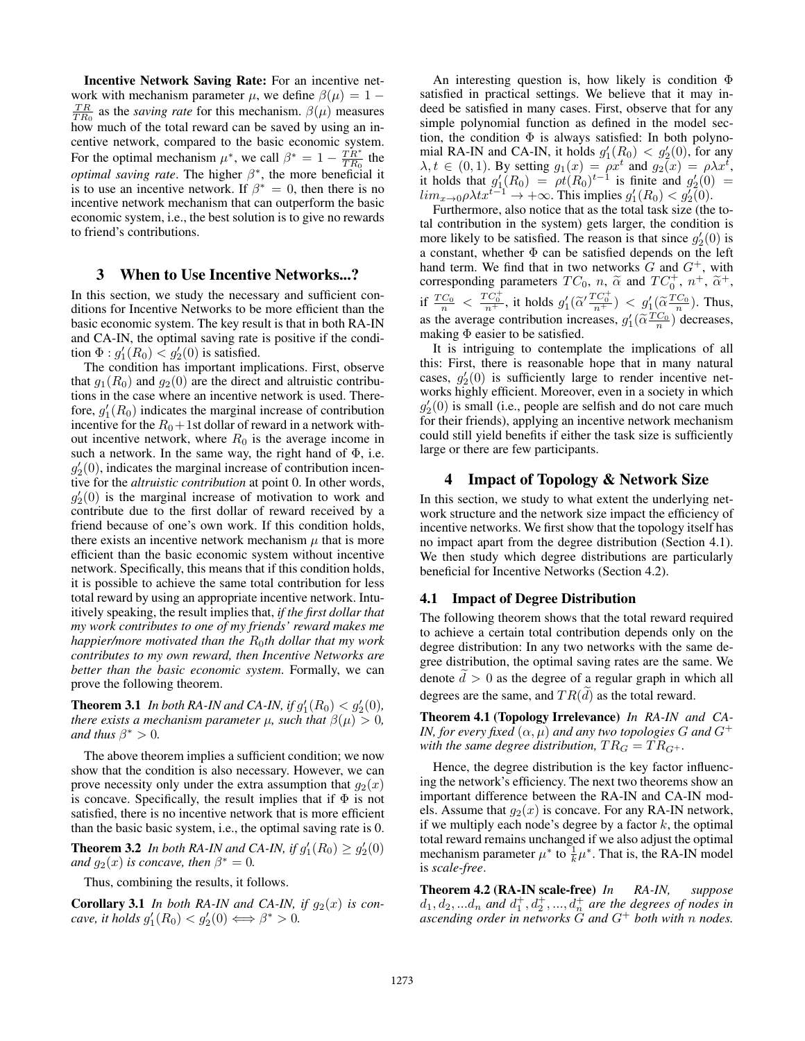**Incentive Network Saving Rate:** For an incentive network with mechanism parameter $\mu$, we define $\beta(\mu) = 1 - \frac{TR}{TR_0}$ as the *saving rate* for this mechanism. $\beta(\mu)$ measures how much of the total reward can be saved by using an incentive network, compared to the basic economic system. For the optimal mechanism $\mu^*$, we call $\beta^* = 1 - \frac{TR^*}{TR_0}$ the *optimal saving rate*. The higher $\beta^*$, the more beneficial it is to use an incentive network. If $\beta^* = 0$, then there is no incentive network mechanism that can outperform the basic economic system, i.e., the best solution is to give no rewards to friend's contributions.

## 3 When to Use Incentive Networks...?

In this section, we study the necessary and sufficient conditions for Incentive Networks to be more efficient than the basic economic system. The key result is that in both RA-IN and CA-IN, the optimal saving rate is positive if the condition $\Phi : g_1'(R_0) < g_2'(0)$ is satisfied.

The condition has important implications. First, observe that $g_1(R_0)$ and $g_2(0)$ are the direct and altruistic contributions in the case where an incentive network is used. Therefore, $g_1'(R_0)$ indicates the marginal increase of contribution incentive for the $R_0+1$st dollar of reward in a network without incentive network, where $R_0$ is the average income in such a network. In the same way, the right hand of $\Phi$, i.e. $g_2'(0)$, indicates the marginal increase of contribution incentive for the *altruistic contribution* at point 0. In other words, $g_2'(0)$ is the marginal increase of motivation to work and contribute due to the first dollar of reward received by a friend because of one's own work. If this condition holds, there exists an incentive network mechanism $\mu$ that is more efficient than the basic economic system without incentive network. Specifically, this means that if this condition holds, it is possible to achieve the same total contribution for less total reward by using an appropriate incentive network. Intuitively speaking, the result implies that, *if the first dollar that my work contributes to one of my friends' reward makes me happier/more motivated than the $R_0$th dollar that my work contributes to my own reward, then Incentive Networks are better than the basic economic system*. Formally, we can prove the following theorem.

**Theorem 3.1** *In both RA-IN and CA-IN, if $g_1'(R_0) < g_2'(0)$, there exists a mechanism parameter $\mu$, such that $\beta(\mu) > 0$, and thus $\beta^* > 0$.*

The above theorem implies a sufficient condition; we now show that the condition is also necessary. However, we can prove necessity only under the extra assumption that $g_2(x)$ is concave. Specifically, the result implies that if $\Phi$ is not satisfied, there is no incentive network that is more efficient than the basic basic system, i.e., the optimal saving rate is 0.

**Theorem 3.2** *In both RA-IN and CA-IN, if $g_1'(R_0) \geq g_2'(0)$ and $g_2(x)$ is concave, then $\beta^* = 0$.*

Thus, combining the results, it follows.

**Corollary 3.1** *In both RA-IN and CA-IN, if $g_2(x)$ is concave, it holds $g_1'(R_0) < g_2'(0) \iff \beta^* > 0$.*

An interesting question is, how likely is condition $\Phi$ satisfied in practical settings. We believe that it may indeed be satisfied in many cases. First, observe that for any simple polynomial function as defined in the model section, the condition $\Phi$ is always satisfied: In both polynomial RA-IN and CA-IN, it holds $g_1'(R_0) < g_2'(0)$, for any $\lambda, t \in (0, 1)$. By setting $g_1(x) = \rho x^t$ and $g_2(x) = \rho\lambda x^t$, it holds that $g_1'(R_0) = \rho t(R_0)^{t-1}$ is finite and $g_2'(0) = lim_{x\to 0}\rho\lambda t x^{t-1} \to +\infty$. This implies $g_1'(R_0) < g_2'(0)$.

Furthermore, also notice that as the total task size (the total contribution in the system) gets larger, the condition is more likely to be satisfied. The reason is that since $g_2'(0)$ is a constant, whether $\Phi$ can be satisfied depends on the left hand term. We find that in two networks $G$ and $G^+$, with corresponding parameters $TC_0$, $n$, $\widetilde{\alpha}$ and $TC_0^+$, $n^+$, $\widetilde{\alpha}^+$, if $\frac{TC_0}{n} < \frac{TC_0^+}{n^+}$, it holds $g_1'(\widetilde{\alpha}'\frac{TC_0^+}{n^+}) < g_1'(\widetilde{\alpha}\frac{TC_0}{n})$. Thus, as the average contribution increases, $g_1'(\widetilde{\alpha}\frac{TC_0}{n})$ decreases, making $\Phi$ easier to be satisfied.

It is intriguing to contemplate the implications of all this: First, there is reasonable hope that in many natural cases, $g_2'(0)$ is sufficiently large to render incentive networks highly efficient. Moreover, even in a society in which $g_2'(0)$ is small (i.e., people are selfish and do not care much for their friends), applying an incentive network mechanism could still yield benefits if either the task size is sufficiently large or there are few participants.

## 4 Impact of Topology & Network Size

In this section, we study to what extent the underlying network structure and the network size impact the efficiency of incentive networks. We first show that the topology itself has no impact apart from the degree distribution (Section 4.1). We then study which degree distributions are particularly beneficial for Incentive Networks (Section 4.2).

### 4.1 Impact of Degree Distribution

The following theorem shows that the total reward required to achieve a certain total contribution depends only on the degree distribution: In any two networks with the same degree distribution, the optimal saving rates are the same. We denote $\widetilde{d} > 0$ as the degree of a regular graph in which all degrees are the same, and $TR(\widetilde{d})$ as the total reward.

**Theorem 4.1 (Topology Irrelevance)** *In RA-IN and CA-IN, for every fixed $(\alpha, \mu)$ and any two topologies $G$ and $G^+$ with the same degree distribution, $TR_G = TR_{G^+}$.*

Hence, the degree distribution is the key factor influencing the network's efficiency. The next two theorems show an important difference between the RA-IN and CA-IN models. Assume that $g_2(x)$ is concave. For any RA-IN network, if we multiply each node's degree by a factor $k$, the optimal total reward remains unchanged if we also adjust the optimal mechanism parameter $\mu^*$ to $\frac{1}{k}\mu^*$. That is, the RA-IN model is *scale-free*.

**Theorem 4.2 (RA-IN scale-free)** *In RA-IN, suppose $d_1, d_2, ...d_n$ and $d_1^+, d_2^+, ..., d_n^+$ are the degrees of nodes in ascending order in networks $G$ and $G^+$ both with $n$ nodes.*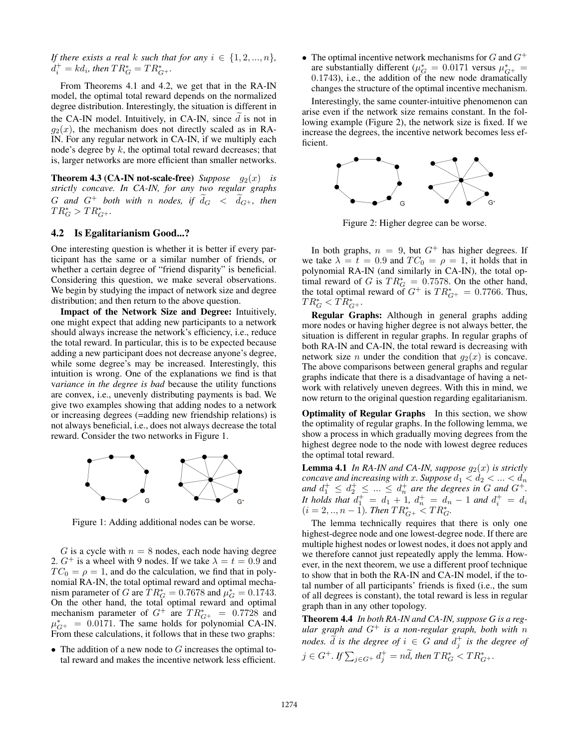*If there exists a real $k$ such that for any $i \in \{1, 2, ..., n\}$, $d_i^+ = kd_i$, then $TR_G^* = TR_{G^+}^*$.*

From Theorems 4.1 and 4.2, we get that in the RA-IN model, the optimal total reward depends on the normalized degree distribution. Interestingly, the situation is different in the CA-IN model. Intuitively, in CA-IN, since $\widetilde{d}$ is not in $g_2(x)$, the mechanism does not directly scaled as in RA-IN. For any regular network in CA-IN, if we multiply each node's degree by $k$, the optimal total reward decreases; that is, larger networks are more efficient than smaller networks.

**Theorem 4.3 (CA-IN not-scale-free)** *Suppose $g_2(x)$ is strictly concave. In CA-IN, for any two regular graphs $G$ and $G^+$ both with $n$ nodes, if $\widetilde{d}_G < \widetilde{d}_{G^+}$, then $TR_G^* > TR_{G^+}^*$.*

## 4.2 Is Egalitarianism Good...?

One interesting question is whether it is better if every participant has the same or a similar number of friends, or whether a certain degree of "friend disparity" is beneficial. Considering this question, we make several observations. We begin by studying the impact of network size and degree distribution; and then return to the above question.

**Impact of the Network Size and Degree:** Intuitively, one might expect that adding new participants to a network should always increase the network's efficiency, i.e., reduce the total reward. In particular, this is to be expected because adding a new participant does not decrease anyone's degree, while some degree's may be increased. Interestingly, this intuition is wrong. One of the explanations we find is that v*ariance in the degree is bad* because the utility functions are convex, i.e., unevenly distributing payments is bad. We give two examples showing that adding nodes to a network or increasing degrees (=adding new friendship relations) is not always beneficial, i.e., does not always decrease the total reward. Consider the two networks in Figure 1.

G

G+

Figure 1: Adding additional nodes can be worse.

$G$ is a cycle with $n = 8$ nodes, each node having degree 2. $G^+$ is a wheel with 9 nodes. If we take $\lambda = t = 0.9$ and $TC_0 = \rho = 1$, and do the calculation, we find that in polynomial RA-IN, the total optimal reward and optimal mechanism parameter of $G$ are $TR_G^* = 0.7678$ and $\mu_G^* = 0.1743$. On the other hand, the total optimal reward and optimal mechanism parameter of $G^+$ are $TR_{G^+}^* = 0.7728$ and $\mu_{G^+}^* = 0.0171$. The same holds for polynomial CA-IN. From these calculations, it follows that in these two graphs:

- The addition of a new node to $G$ increases the optimal total reward and makes the incentive network less efficient.
- The optimal incentive network mechanisms for $G$ and $G^+$ are substantially different ($\mu_G^* = 0.0171$ versus $\mu_{G^+}^* = 0.1743$), i.e., the addition of the new node dramatically changes the structure of the optimal incentive mechanism.

Interestingly, the same counter-intuitive phenomenon can arise even if the network size remains constant. In the following example (Figure 2), the network size is fixed. If we increase the degrees, the incentive network becomes less efficient.

G

G+

Figure 2: Higher degree can be worse.

In both graphs, $n = 9$, but $G^+$ has higher degrees. If we take $\lambda = t = 0.9$ and $TC_0 = \rho = 1$, it holds that in polynomial RA-IN (and similarly in CA-IN), the total optimal reward of $G$ is $TR_G^* = 0.7578$. On the other hand, the total optimal reward of $G^+$ is $TR_{G^+}^* = 0.7766$. Thus, $TR_G^* < TR_{G^+}^*$.

**Regular Graphs:** Although in general graphs adding more nodes or having higher degree is not always better, the situation is different in regular graphs. In regular graphs of both RA-IN and CA-IN, the total reward is decreasing with network size $n$ under the condition that $g_2(x)$ is concave. The above comparisons between general graphs and regular graphs indicate that there is a disadvantage of having a network with relatively uneven degrees. With this in mind, we now return to the original question regarding egalitarianism.

**Optimality of Regular Graphs** In this section, we show the optimality of regular graphs. In the following lemma, we show a process in which gradually moving degrees from the highest degree node to the node with lowest degree reduces the optimal total reward.

**Lemma 4.1** *In RA-IN and CA-IN, suppose $g_2(x)$ is strictly concave and increasing with $x$. Suppose $d_1 < d_2 < ... < d_n$ and $d_1^+ \leq d_2^+ \leq ... \leq d_n^+$ are the degrees in $G$ and $G^+$. It holds that $d_1^+ = d_1 + 1$, $d_n^+ = d_n - 1$ and $d_i^+ = d_i$ $(i = 2, .., n-1)$. Then $TR_{G^+}^* < TR_G^*$.*

The lemma technically requires that there is only one highest-degree node and one lowest-degree node. If there are multiple highest nodes or lowest nodes, it does not apply and we therefore cannot just repeatedly apply the lemma. However, in the next theorem, we use a different proof technique to show that in both the RA-IN and CA-IN model, if the total number of all participants' friends is fixed (i.e., the sum of all degrees is constant), the total reward is less in regular graph than in any other topology.

**Theorem 4.4** *In both RA-IN and CA-IN, suppose G is a regular graph and $G^+$ is a non-regular graph, both with $n$ nodes. $\widetilde{d}$ is the degree of $i \in G$ and $d_j^+$ is the degree of $j \in G^+$. If $\sum_{j \in G^+} d_j^+ = n\widetilde{d}$, then $TR_G^* < TR_{G^+}^*$.*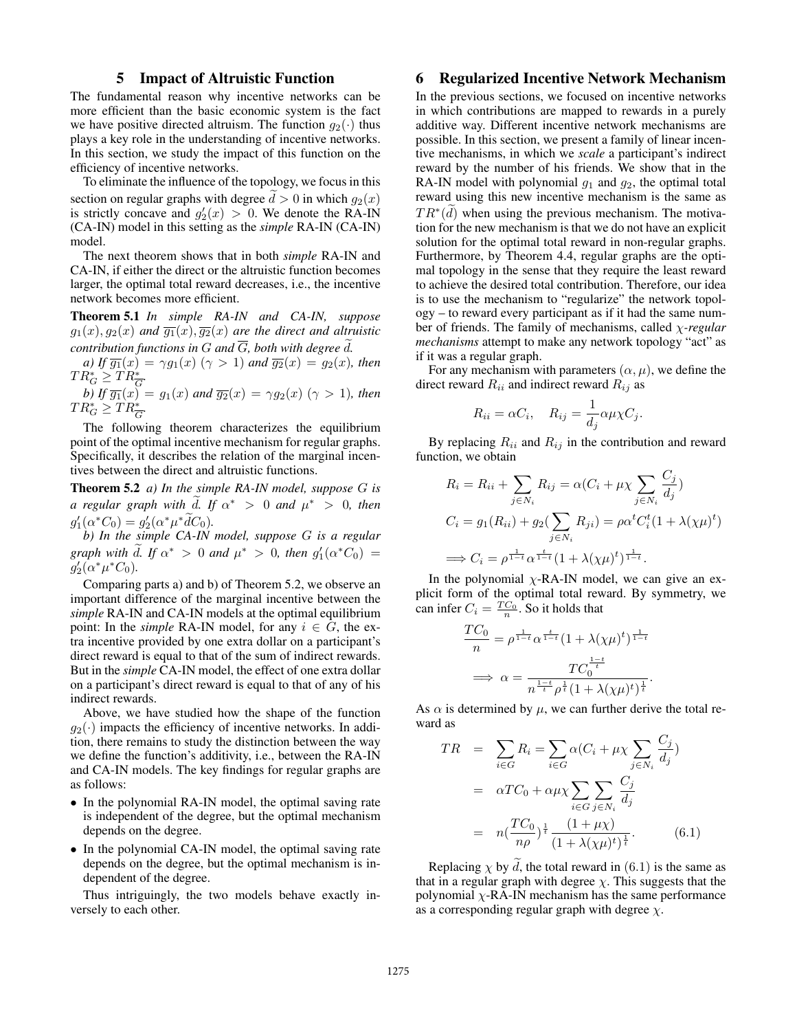## 5 Impact of Altruistic Function

The fundamental reason why incentive networks can be more efficient than the basic economic system is the fact we have positive directed altruism. The function $g_2(\cdot)$ thus plays a key role in the understanding of incentive networks. In this section, we study the impact of this function on the efficiency of incentive networks.

To eliminate the influence of the topology, we focus in this section on regular graphs with degree $\widetilde{d} > 0$ in which $g_2(x)$ is strictly concave and $g_2'(x) > 0$. We denote the RA-IN (CA-IN) model in this setting as the *simple* RA-IN (CA-IN) model.

The next theorem shows that in both *simple* RA-IN and CA-IN, if either the direct or the altruistic function becomes larger, the optimal total reward decreases, i.e., the incentive network becomes more efficient.

**Theorem 5.1** *In simple RA-IN and CA-IN, suppose $g_1(x), g_2(x)$ and $\overline{g_1}(x), \overline{g_2}(x)$ are the direct and altruistic contribution functions in $G$ and $\overline{G}$, both with degree $\widetilde{d}$.*

*a) If $\overline{g_1}(x) = \gamma g_1(x)$ ($\gamma > 1$) and $\overline{g_2}(x) = g_2(x)$, then $TR_G^* \geq TR_{\overline{G}}^*$.*

*b) If $\overline{g_1}(x) = g_1(x)$ and $\overline{g_2}(x) = \gamma g_2(x)$ ($\gamma > 1$), then $TR_G^* \geq TR_{\overline{G}}^*$.*

The following theorem characterizes the equilibrium point of the optimal incentive mechanism for regular graphs. Specifically, it describes the relation of the marginal incentives between the direct and altruistic functions.

**Theorem 5.2** *a) In the simple RA-IN model, suppose $G$ is a regular graph with $\widetilde{d}$. If $\alpha^* > 0$ and $\mu^* > 0$, then $g_1'(\alpha^* C_0) = g_2'(\alpha^* \mu^* \widetilde{d} C_0)$.*

*b) In the simple CA-IN model, suppose $G$ is a regular graph with $\widetilde{d}$. If $\alpha^* > 0$ and $\mu^* > 0$, then $g_1'(\alpha^* C_0) = g_2'(\alpha^* \mu^* C_0)$.*

Comparing parts a) and b) of Theorem 5.2, we observe an important difference of the marginal incentive between the *simple* RA-IN and CA-IN models at the optimal equilibrium point: In the *simple* RA-IN model, for any $i \in G$, the extra incentive provided by one extra dollar on a participant's direct reward is equal to that of the sum of indirect rewards. But in the *simple* CA-IN model, the effect of one extra dollar on a participant's direct reward is equal to that of any of his indirect rewards.

Above, we have studied how the shape of the function $g_2(\cdot)$ impacts the efficiency of incentive networks. In addition, there remains to study the distinction between the way we define the function's additivity, i.e., between the RA-IN and CA-IN models. The key findings for regular graphs are as follows:

- In the polynomial RA-IN model, the optimal saving rate is independent of the degree, but the optimal mechanism depends on the degree.
- In the polynomial CA-IN model, the optimal saving rate depends on the degree, but the optimal mechanism is independent of the degree.

Thus intriguingly, the two models behave exactly inversely to each other.

## 6 Regularized Incentive Network Mechanism

In the previous sections, we focused on incentive networks in which contributions are mapped to rewards in a purely additive way. Different incentive network mechanisms are possible. In this section, we present a family of linear incentive mechanisms, in which we *scale* a participant's indirect reward by the number of his friends. We show that in the RA-IN model with polynomial $g_1$ and $g_2$, the optimal total reward using this new incentive mechanism is the same as $TR^*(\widetilde{d})$ when using the previous mechanism. The motivation for the new mechanism is that we do not have an explicit solution for the optimal total reward in non-regular graphs. Furthermore, by Theorem 4.4, regular graphs are the optimal topology in the sense that they require the least reward to achieve the desired total contribution. Therefore, our idea is to use the mechanism to "regularize" the network topology – to reward every participant as if it had the same number of friends. The family of mechanisms, called *$\chi$-regular mechanisms* attempt to make any network topology "act" as if it was a regular graph.

For any mechanism with parameters $(\alpha, \mu)$, we define the direct reward $R_{ii}$ and indirect reward $R_{ij}$ as

$$R_{ii} = \alpha C_i, \quad R_{ij} = \frac{1}{d_j} \alpha \mu \chi C_j.$$

By replacing $R_{ii}$ and $R_{ij}$ in the contribution and reward function, we obtain

$$R_i = R_{ii} + \sum_{j \in N_i} R_{ij} = \alpha (C_i + \mu \chi \sum_{j \in N_i} \frac{C_j}{d_j})$$

$$C_i = g_1(R_{ii}) + g_2(\sum_{j \in N_i} R_{ji}) = \rho \alpha^t C_i^t (1 + \lambda (\chi \mu)^t)$$

$$\Longrightarrow C_i = \rho^{\frac{1}{1-t}} \alpha^{\frac{t}{1-t}} (1 + \lambda (\chi \mu)^t)^{\frac{1}{1-t}}.$$

In the polynomial $\chi$-RA-IN model, we can give an explicit form of the optimal total reward. By symmetry, we can infer $C_i = \frac{TC_0}{n}$. So it holds that

$$\frac{TC_0}{n} = \rho^{\frac{1}{1-t}} \alpha^{\frac{t}{1-t}} (1 + \lambda (\chi \mu)^t)^{\frac{1}{1-t}}$$

$$\Longrightarrow \alpha = \frac{TC_0^{\frac{1-t}{t}}}{n^{\frac{1-t}{t}} \rho^{\frac{1}{t}} (1 + \lambda (\chi \mu)^t)^{\frac{1}{t}}}.$$

As $\alpha$ is determined by $\mu$, we can further derive the total reward as

$$\begin{aligned} TR &= \sum_{i \in G} R_i = \sum_{i \in G} \alpha (C_i + \mu \chi \sum_{j \in N_i} \frac{C_j}{d_j}) \\ &= \alpha TC_0 + \alpha \mu \chi \sum_{i \in G} \sum_{j \in N_i} \frac{C_j}{d_j} \\ &= n (\frac{TC_0}{n\rho})^{\frac{1}{t}} \frac{(1 + \mu \chi)}{(1 + \lambda (\chi \mu)^t)^{\frac{1}{t}}}. \end{aligned} \quad (6.1)$$

Replacing $\chi$ by $\widetilde{d}$, the total reward in (6.1) is the same as that in a regular graph with degree $\chi$. This suggests that the polynomial $\chi$-RA-IN mechanism has the same performance as a corresponding regular graph with degree $\chi$.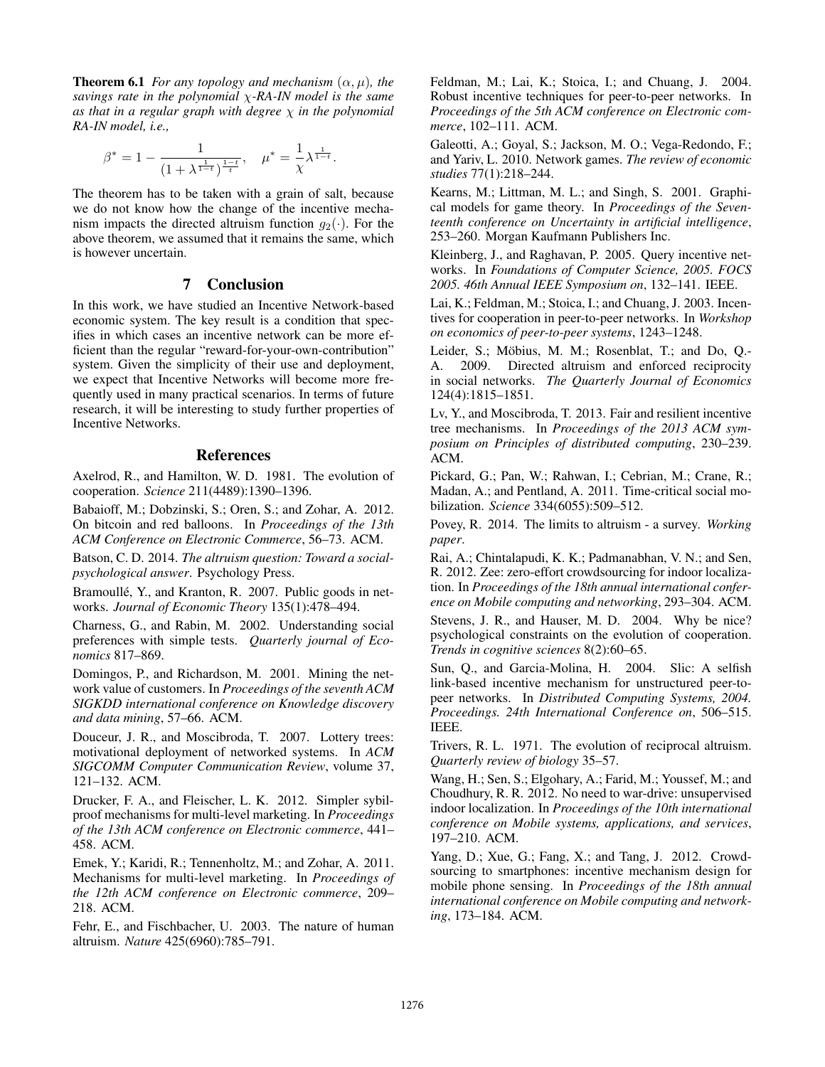**Theorem 6.1** *For any topology and mechanism* $(\alpha, \mu)$*, the savings rate in the polynomial* $\chi$*-RA-IN model is the same as that in a regular graph with degree* $\chi$ *in the polynomial RA-IN model, i.e.,*

$$\beta^* = 1 - \frac{1}{(1 + \lambda^{\frac{1}{1-t}})^{\frac{1-t}{t}}}, \quad \mu^* = \frac{1}{\chi}\lambda^{\frac{1}{1-t}}.$$

The theorem has to be taken with a grain of salt, because we do not know how the change of the incentive mechanism impacts the directed altruism function $g_2(\cdot)$. For the above theorem, we assumed that it remains the same, which is however uncertain.

## 7 Conclusion

In this work, we have studied an Incentive Network-based economic system. The key result is a condition that specifies in which cases an incentive network can be more efficient than the regular "reward-for-your-own-contribution" system. Given the simplicity of their use and deployment, we expect that Incentive Networks will become more frequently used in many practical scenarios. In terms of future research, it will be interesting to study further properties of Incentive Networks.

## References

Axelrod, R., and Hamilton, W. D. 1981. The evolution of cooperation. *Science* 211(4489):1390–1396.

Babaioff, M.; Dobzinski, S.; Oren, S.; and Zohar, A. 2012. On bitcoin and red balloons. In *Proceedings of the 13th ACM Conference on Electronic Commerce*, 56–73. ACM.

Batson, C. D. 2014. *The altruism question: Toward a social-psychological answer*. Psychology Press.

Bramoullé, Y., and Kranton, R. 2007. Public goods in networks. *Journal of Economic Theory* 135(1):478–494.

Charness, G., and Rabin, M. 2002. Understanding social preferences with simple tests. *Quarterly journal of Economics* 817–869.

Domingos, P., and Richardson, M. 2001. Mining the network value of customers. In *Proceedings of the seventh ACM SIGKDD international conference on Knowledge discovery and data mining*, 57–66. ACM.

Douceur, J. R., and Moscibroda, T. 2007. Lottery trees: motivational deployment of networked systems. In *ACM SIGCOMM Computer Communication Review*, volume 37, 121–132. ACM.

Drucker, F. A., and Fleischer, L. K. 2012. Simpler sybil-proof mechanisms for multi-level marketing. In *Proceedings of the 13th ACM conference on Electronic commerce*, 441–458. ACM.

Emek, Y.; Karidi, R.; Tennenholtz, M.; and Zohar, A. 2011. Mechanisms for multi-level marketing. In *Proceedings of the 12th ACM conference on Electronic commerce*, 209–218. ACM.

Fehr, E., and Fischbacher, U. 2003. The nature of human altruism. *Nature* 425(6960):785–791.

Feldman, M.; Lai, K.; Stoica, I.; and Chuang, J. 2004. Robust incentive techniques for peer-to-peer networks. In *Proceedings of the 5th ACM conference on Electronic commerce*, 102–111. ACM.

Galeotti, A.; Goyal, S.; Jackson, M. O.; Vega-Redondo, F.; and Yariv, L. 2010. Network games. *The review of economic studies* 77(1):218–244.

Kearns, M.; Littman, M. L.; and Singh, S. 2001. Graphical models for game theory. In *Proceedings of the Seventeenth conference on Uncertainty in artificial intelligence*, 253–260. Morgan Kaufmann Publishers Inc.

Kleinberg, J., and Raghavan, P. 2005. Query incentive networks. In *Foundations of Computer Science, 2005. FOCS 2005. 46th Annual IEEE Symposium on*, 132–141. IEEE.

Lai, K.; Feldman, M.; Stoica, I.; and Chuang, J. 2003. Incentives for cooperation in peer-to-peer networks. In *Workshop on economics of peer-to-peer systems*, 1243–1248.

Leider, S.; Möbius, M. M.; Rosenblat, T.; and Do, Q.-A. 2009. Directed altruism and enforced reciprocity in social networks. *The Quarterly Journal of Economics* 124(4):1815–1851.

Lv, Y., and Moscibroda, T. 2013. Fair and resilient incentive tree mechanisms. In *Proceedings of the 2013 ACM symposium on Principles of distributed computing*, 230–239. ACM.

Pickard, G.; Pan, W.; Rahwan, I.; Cebrian, M.; Crane, R.; Madan, A.; and Pentland, A. 2011. Time-critical social mobilization. *Science* 334(6055):509–512.

Povey, R. 2014. The limits to altruism - a survey. *Working paper*.

Rai, A.; Chintalapudi, K. K.; Padmanabhan, V. N.; and Sen, R. 2012. Zee: zero-effort crowdsourcing for indoor localization. In *Proceedings of the 18th annual international conference on Mobile computing and networking*, 293–304. ACM.

Stevens, J. R., and Hauser, M. D. 2004. Why be nice? psychological constraints on the evolution of cooperation. *Trends in cognitive sciences* 8(2):60–65.

Sun, Q., and Garcia-Molina, H. 2004. Slic: A selfish link-based incentive mechanism for unstructured peer-to-peer networks. In *Distributed Computing Systems, 2004. Proceedings. 24th International Conference on*, 506–515. IEEE.

Trivers, R. L. 1971. The evolution of reciprocal altruism. *Quarterly review of biology* 35–57.

Wang, H.; Sen, S.; Elgohary, A.; Farid, M.; Youssef, M.; and Choudhury, R. R. 2012. No need to war-drive: unsupervised indoor localization. In *Proceedings of the 10th international conference on Mobile systems, applications, and services*, 197–210. ACM.

Yang, D.; Xue, G.; Fang, X.; and Tang, J. 2012. Crowdsourcing to smartphones: incentive mechanism design for mobile phone sensing. In *Proceedings of the 18th annual international conference on Mobile computing and networking*, 173–184. ACM.